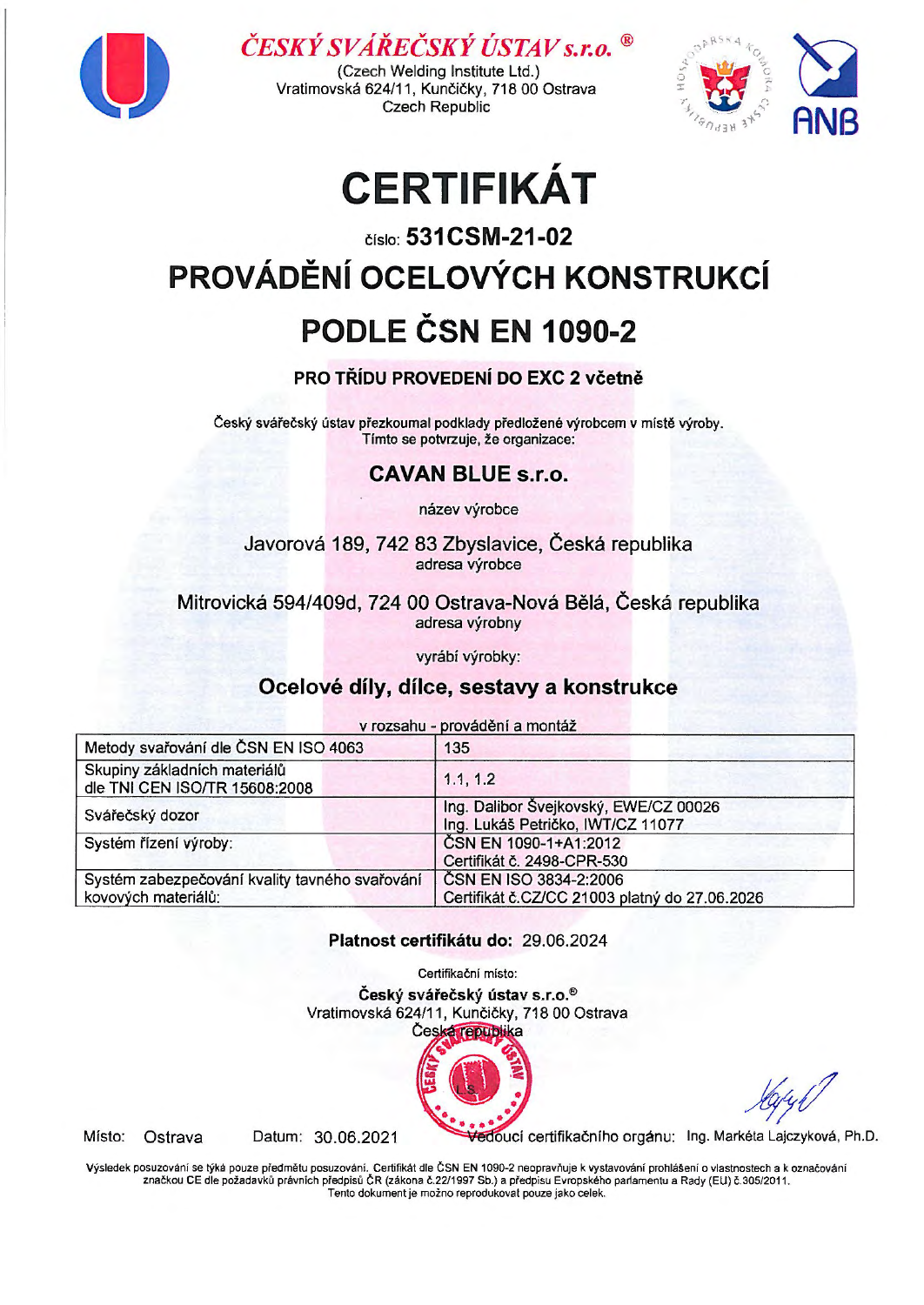**ČESKÝ SVÁŘEČSKÝ ÚSTAV s.r.o. ®**

(Czech Welding Institute Ltd.)
Vratimovská 624/11, Kunčičky, 718 00 Ostrava
Czech Republic

# CERTIFIKÁT

číslo: **531CSM-21-02**

## PROVÁDĚNÍ OCELOVÝCH KONSTRUKCÍ

## PODLE ČSN EN 1090-2

### PRO TŘÍDU PROVEDENÍ DO EXC 2 včetně

Český svářečský ústav přezkoumal podklady předložené výrobcem v místě výroby.
Tímto se potvrzuje, že organizace:

### CAVAN BLUE s.r.o.

název výrobce

Javorová 189, 742 83 Zbyslavice, Česká republika
adresa výrobce

Mitrovická 594/409d, 724 00 Ostrava-Nová Bělá, Česká republika
adresa výrobny

vyrábí výrobky:

### Ocelové díly, dílce, sestavy a konstrukce

v rozsahu - provádění a montáž

| | |
|---|---|
| Metody svařování dle ČSN EN ISO 4063 | 135 |
| Skupiny základních materiálů dle TNI CEN ISO/TR 15608:2008 | 1.1, 1.2 |
| Svářečský dozor | Ing. Dalibor Švejkovský, EWE/CZ 00026<br>Ing. Lukáš Petričko, IWT/CZ 11077 |
| Systém řízení výroby: | ČSN EN 1090-1+A1:2012<br>Certifikát č. 2498-CPR-530 |
| Systém zabezpečování kvality tavného svařování kovových materiálů: | ČSN EN ISO 3834-2:2006<br>Certifikát č.CZ/CC 21003 platný do 27.06.2026 |

**Platnost certifikátu do:** 29.06.2024

Certifikační místo:
**Český svářečský ústav s.r.o.®**
Vratimovská 624/11, Kunčičky, 718 00 Ostrava
Česká republika

Místo: Ostrava Datum: 30.06.2021 Vedoucí certifikačního orgánu: Ing. Markéta Lajczyková, Ph.D.

Výsledek posuzování se týká pouze předmětu posuzování. Certifikát dle ČSN EN 1090-2 neopravňuje k vystavování prohlášení o vlastnostech a k označování značkou CE dle požadavků právních předpisů ČR (zákona č.22/1997 Sb.) a předpisu Evropského parlamentu a Rady (EU) č.305/2011.
Tento dokument je možno reprodukovat pouze jako celek.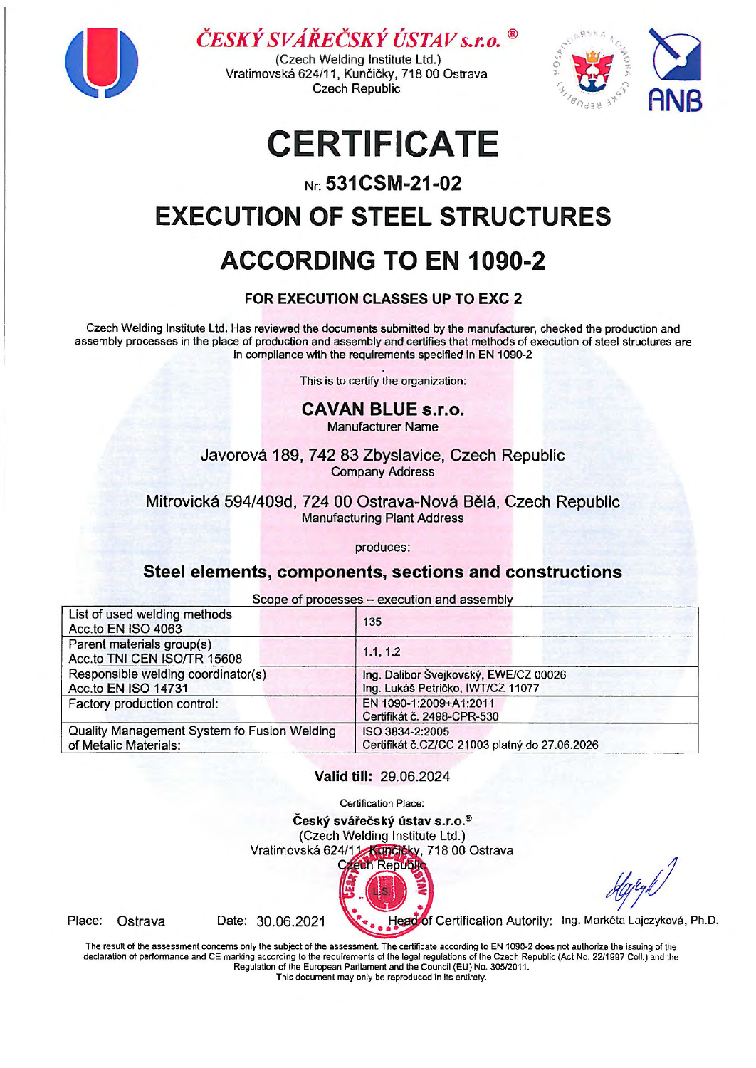**ČESKÝ SVÁŘEČSKÝ ÚSTAV s.r.o.** ®
(Czech Welding Institute Ltd.)
Vratimovská 624/11, Kunčičky, 718 00 Ostrava
Czech Republic

ANB

# CERTIFICATE

## Nr: 531CSM-21-02

# EXECUTION OF STEEL STRUCTURES

# ACCORDING TO EN 1090-2

### FOR EXECUTION CLASSES UP TO EXC 2

Czech Welding Institute Ltd. Has reviewed the documents submitted by the manufacturer, checked the production and assembly processes in the place of production and assembly and certifies that methods of execution of steel structures are in compliance with the requirements specified in EN 1090-2

This is to certify the organization:

**CAVAN BLUE s.r.o.**
Manufacturer Name

Javorová 189, 742 83 Zbyslavice, Czech Republic
Company Address

Mitrovická 594/409d, 724 00 Ostrava-Nová Bělá, Czech Republic
Manufacturing Plant Address

produces:

**Steel elements, components, sections and constructions**

Scope of processes – execution and assembly

| | |
|---|---|
| List of used welding methods<br>Acc.to EN ISO 4063 | 135 |
| Parent materials group(s)<br>Acc.to TNI CEN ISO/TR 15608 | 1.1, 1.2 |
| Responsible welding coordinator(s)<br>Acc.to EN ISO 14731 | Ing. Dalibor Švejkovský, EWE/CZ 00026<br>Ing. Lukáš Petričko, IWT/CZ 11077 |
| Factory production control: | EN 1090-1:2009+A1:2011<br>Certifikát č. 2498-CPR-530 |
| Quality Management System fo Fusion Welding of Metalic Materials: | ISO 3834-2:2005<br>Certifikát č.CZ/CC 21003 platný do 27.06.2026 |

**Valid till:** 29.06.2024

Certification Place:
**Český svářečský ústav s.r.o.**®
(Czech Welding Institute Ltd.)
Vratimovská 624/11, Kunčičky, 718 00 Ostrava
Czech Republic

Place: Ostrava Date: 30.06.2021 Head of Certification Autority: Ing. Markéta Lajczyková, Ph.D.

The result of the assessment concerns only the subject of the assessment. The certificate according to EN 1090-2 does not authorize the issuing of the declaration of performance and CE marking according to the requirements of the legal regulations of the Czech Republic (Act No. 22/1997 Coll.) and the Regulation of the European Parliament and the Council (EU) No. 305/2011.
This document may only be reproduced in its entirety.